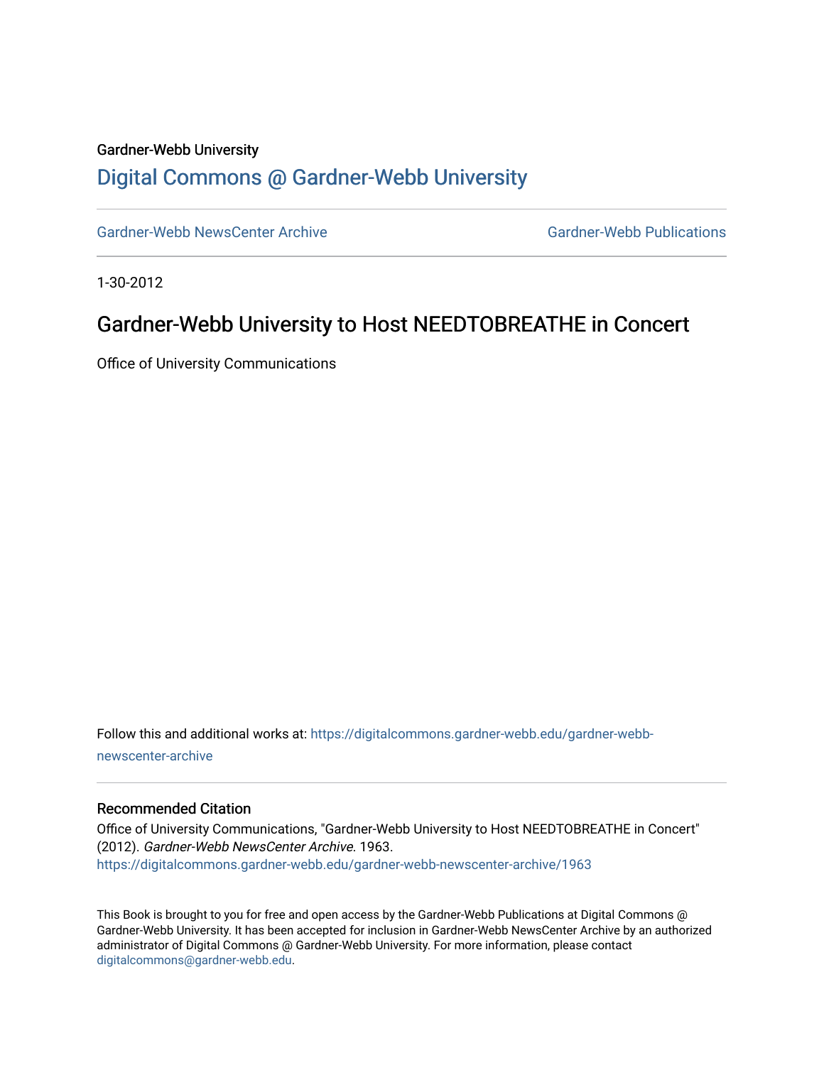Gardner-Webb University

# Digital Commons @ Gardner-Webb University

Gardner-Webb NewsCenter Archive | Gardner-Webb Publications

1-30-2012

## Gardner-Webb University to Host NEEDTOBREATHE in Concert

Office of University Communications

Follow this and additional works at: https://digitalcommons.gardner-webb.edu/gardner-webb-newscenter-archive

### Recommended Citation

Office of University Communications, "Gardner-Webb University to Host NEEDTOBREATHE in Concert" (2012). *Gardner-Webb NewsCenter Archive*. 1963.
https://digitalcommons.gardner-webb.edu/gardner-webb-newscenter-archive/1963

This Book is brought to you for free and open access by the Gardner-Webb Publications at Digital Commons @ Gardner-Webb University. It has been accepted for inclusion in Gardner-Webb NewsCenter Archive by an authorized administrator of Digital Commons @ Gardner-Webb University. For more information, please contact digitalcommons@gardner-webb.edu.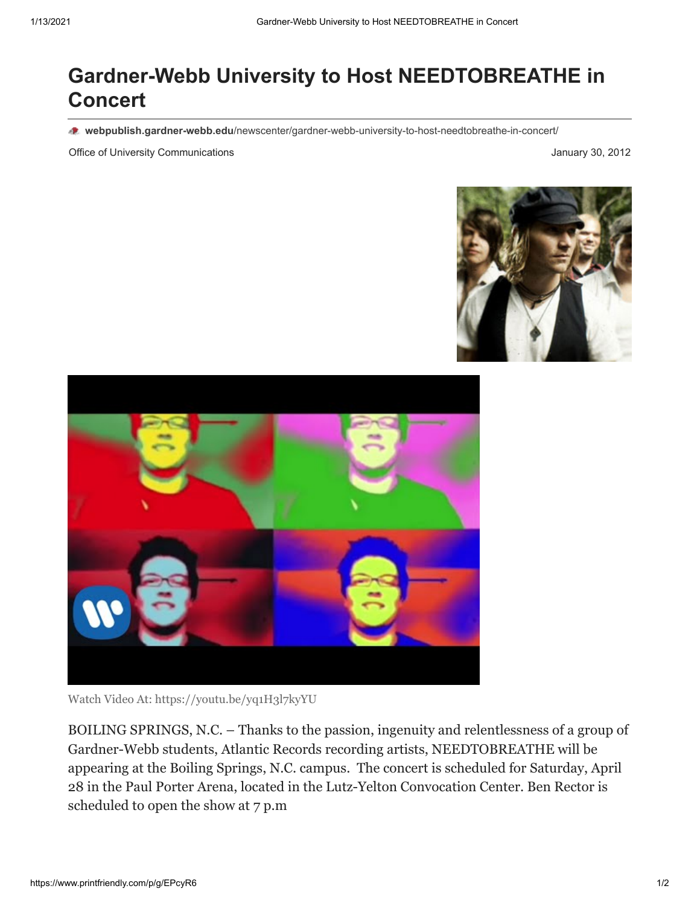# Gardner-Webb University to Host NEEDTOBREATHE in Concert

**webpublish.gardner-webb.edu**/newscenter/gardner-webb-university-to-host-needtobreathe-in-concert/

Office of University Communications

January 30, 2012

Watch Video At: https://youtu.be/yq1H3l7kyYU

BOILING SPRINGS, N.C. – Thanks to the passion, ingenuity and relentlessness of a group of Gardner-Webb students, Atlantic Records recording artists, NEEDTOBREATHE will be appearing at the Boiling Springs, N.C. campus. The concert is scheduled for Saturday, April 28 in the Paul Porter Arena, located in the Lutz-Yelton Convocation Center. Ben Rector is scheduled to open the show at 7 p.m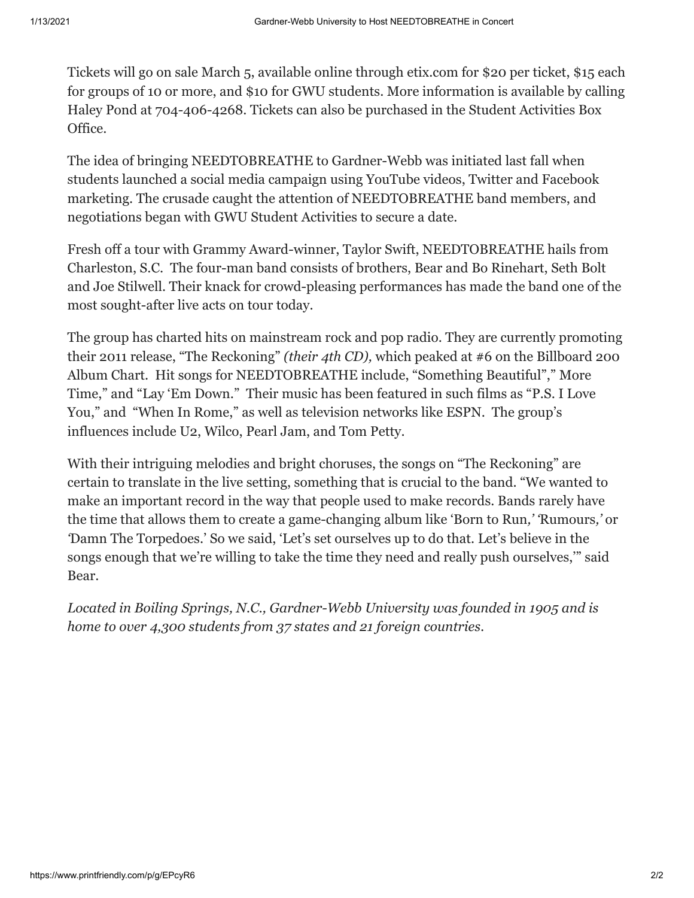Tickets will go on sale March 5, available online through etix.com for $20 per ticket, $15 each for groups of 10 or more, and $10 for GWU students. More information is available by calling Haley Pond at 704-406-4268. Tickets can also be purchased in the Student Activities Box Office.

The idea of bringing NEEDTOBREATHE to Gardner-Webb was initiated last fall when students launched a social media campaign using YouTube videos, Twitter and Facebook marketing. The crusade caught the attention of NEEDTOBREATHE band members, and negotiations began with GWU Student Activities to secure a date.

Fresh off a tour with Grammy Award-winner, Taylor Swift, NEEDTOBREATHE hails from Charleston, S.C. The four-man band consists of brothers, Bear and Bo Rinehart, Seth Bolt and Joe Stilwell. Their knack for crowd-pleasing performances has made the band one of the most sought-after live acts on tour today.

The group has charted hits on mainstream rock and pop radio. They are currently promoting their 2011 release, "The Reckoning" *(their 4th CD),* which peaked at #6 on the Billboard 200 Album Chart. Hit songs for NEEDTOBREATHE include, "Something Beautiful"," More Time," and "Lay 'Em Down." Their music has been featured in such films as "P.S. I Love You," and "When In Rome," as well as television networks like ESPN. The group's influences include U2, Wilco, Pearl Jam, and Tom Petty.

With their intriguing melodies and bright choruses, the songs on "The Reckoning" are certain to translate in the live setting, something that is crucial to the band. "We wanted to make an important record in the way that people used to make records. Bands rarely have the time that allows them to create a game-changing album like 'Born to Run,' 'Rumours,' or 'Damn The Torpedoes.' So we said, 'Let's set ourselves up to do that. Let's believe in the songs enough that we're willing to take the time they need and really push ourselves,'" said Bear.

*Located in Boiling Springs, N.C., Gardner-Webb University was founded in 1905 and is home to over 4,300 students from 37 states and 21 foreign countries.*